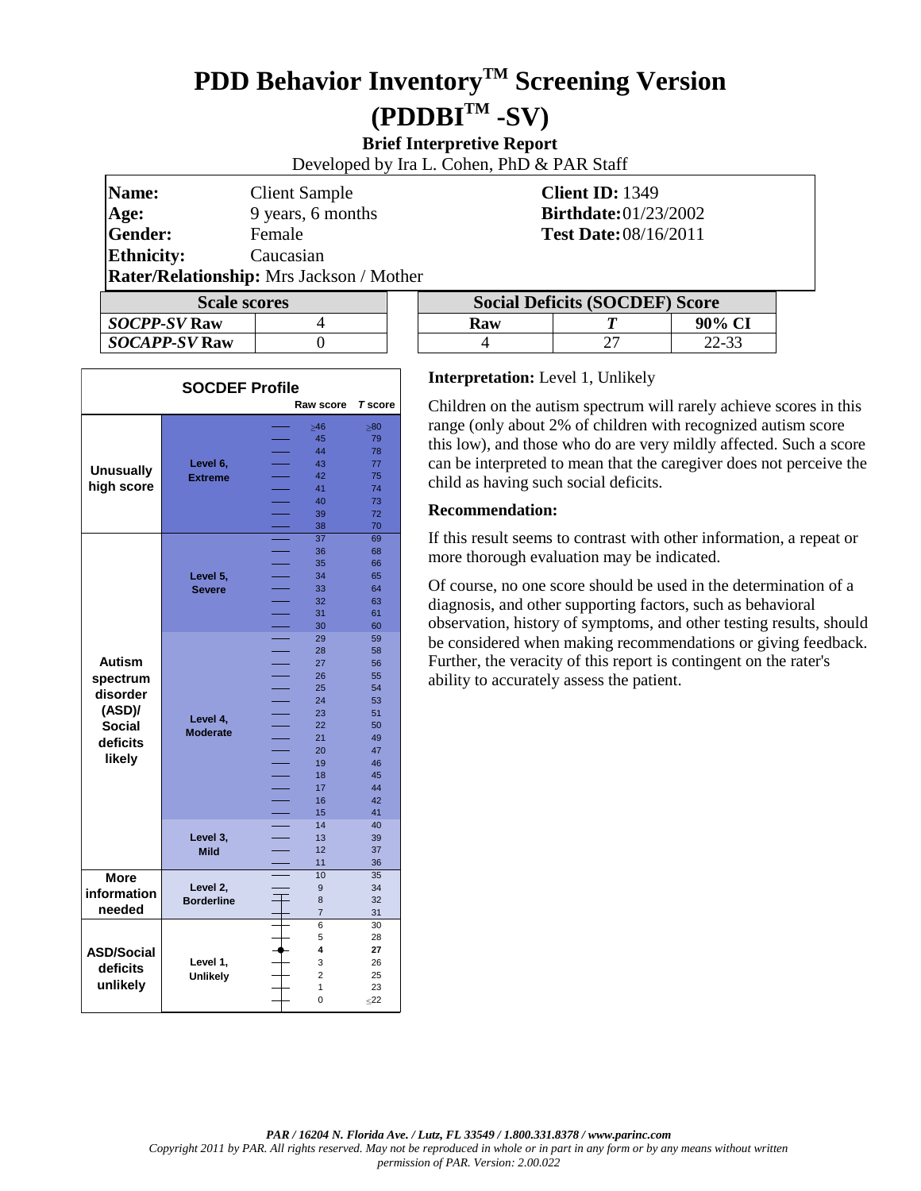# PDD Behavior Inventory™ Screening Version (PDDBI™ -SV)

**Brief Interpretive Report**

Developed by Ira L. Cohen, PhD & PAR Staff

| | | | |
|---|---|---|---|
| **Name:** | Client Sample | **Client ID:** | 1349 |
| **Age:** | 9 years, 6 months | **Birthdate:** | 01/23/2002 |
| **Gender:** | Female | **Test Date:** | 08/16/2011 |
| **Ethnicity:** | Caucasian | | |
| **Rater/Relationship:** | Mrs Jackson / Mother | | |

| Scale scores | |
|---|---|
| ***SOCPP-SV* Raw** | 4 |
| ***SOCAPP-SV* Raw** | 0 |

| Social Deficits (SOCDEF) Score | | |
|---|---|---|
| **Raw** | ***T*** | **90% CI** |
| 4 | 27 | 22-33 |

**SOCDEF Profile**

| Classification | Level | Raw score | *T* score |
|---|---|---|---|
| Unusually high score | Level 6, Extreme | ≥46 | ≥80 |
| | | 45 | 79 |
| | | 44 | 78 |
| | | 43 | 77 |
| | | 42 | 75 |
| | | 41 | 74 |
| | | 40 | 73 |
| | | 39 | 72 |
| | | 38 | 70 |
| Autism spectrum disorder (ASD)/ Social deficits likely | Level 5, Severe | 37 | 69 |
| | | 36 | 68 |
| | | 35 | 66 |
| | | 34 | 65 |
| | | 33 | 64 |
| | | 32 | 63 |
| | | 31 | 61 |
| | | 30 | 60 |
| | Level 4, Moderate | 29 | 59 |
| | | 28 | 58 |
| | | 27 | 56 |
| | | 26 | 55 |
| | | 25 | 54 |
| | | 24 | 53 |
| | | 23 | 51 |
| | | 22 | 50 |
| | | 21 | 49 |
| | | 20 | 47 |
| | | 19 | 46 |
| | | 18 | 45 |
| | | 17 | 44 |
| | | 16 | 42 |
| | | 15 | 41 |
| | Level 3, Mild | 14 | 40 |
| | | 13 | 39 |
| | | 12 | 37 |
| | | 11 | 36 |
| More information needed | Level 2, Borderline | 10 | 35 |
| | | 9 | 34 |
| | | 8 | 32 |
| | | 7 | 31 |
| ASD/Social deficits unlikely | Level 1, Unlikely | 6 | 30 |
| | | 5 | 28 |
| | | **4** ● | **27** |
| | | 3 | 26 |
| | | 2 | 25 |
| | | 1 | 23 |
| | | 0 | ≤22 |

**Interpretation:** Level 1, Unlikely

Children on the autism spectrum will rarely achieve scores in this range (only about 2% of children with recognized autism score this low), and those who do are very mildly affected. Such a score can be interpreted to mean that the caregiver does not perceive the child as having such social deficits.

**Recommendation:**

If this result seems to contrast with other information, a repeat or more thorough evaluation may be indicated.

Of course, no one score should be used in the determination of a diagnosis, and other supporting factors, such as behavioral observation, history of symptoms, and other testing results, should be considered when making recommendations or giving feedback. Further, the veracity of this report is contingent on the rater's ability to accurately assess the patient.

*PAR / 16204 N. Florida Ave. / Lutz, FL 33549 / 1.800.331.8378 / www.parinc.com*

*Copyright 2011 by PAR. All rights reserved. May not be reproduced in whole or in part in any form or by any means without written permission of PAR. Version: 2.00.022*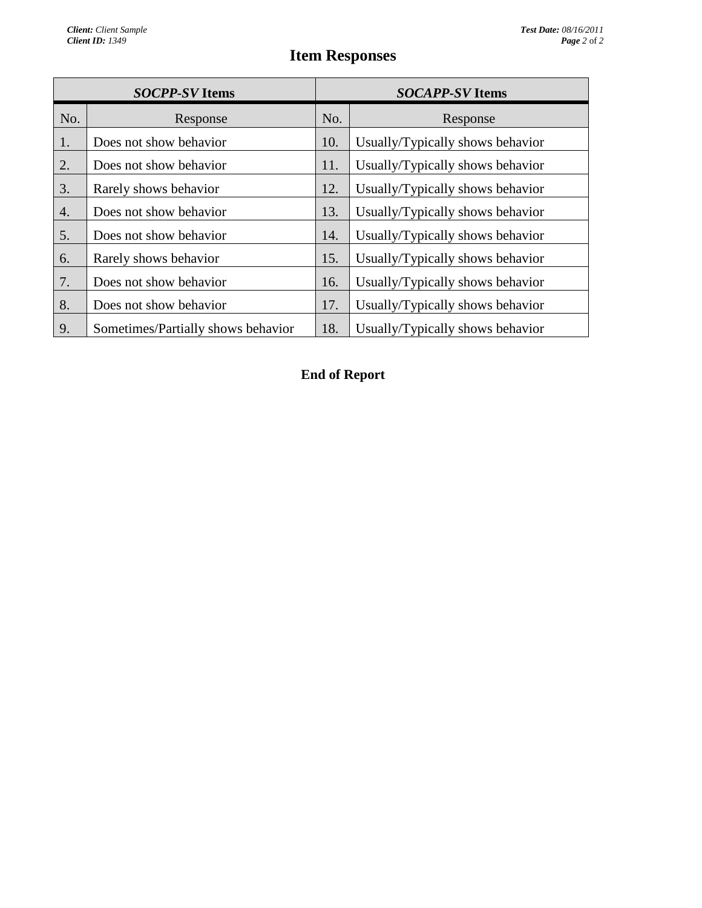# Item Responses

| *SOCPP-SV* Items | | *SOCAPP-SV* Items | |
|---|---|---|---|
| No. | Response | No. | Response |
| 1. | Does not show behavior | 10. | Usually/Typically shows behavior |
| 2. | Does not show behavior | 11. | Usually/Typically shows behavior |
| 3. | Rarely shows behavior | 12. | Usually/Typically shows behavior |
| 4. | Does not show behavior | 13. | Usually/Typically shows behavior |
| 5. | Does not show behavior | 14. | Usually/Typically shows behavior |
| 6. | Rarely shows behavior | 15. | Usually/Typically shows behavior |
| 7. | Does not show behavior | 16. | Usually/Typically shows behavior |
| 8. | Does not show behavior | 17. | Usually/Typically shows behavior |
| 9. | Sometimes/Partially shows behavior | 18. | Usually/Typically shows behavior |

**End of Report**